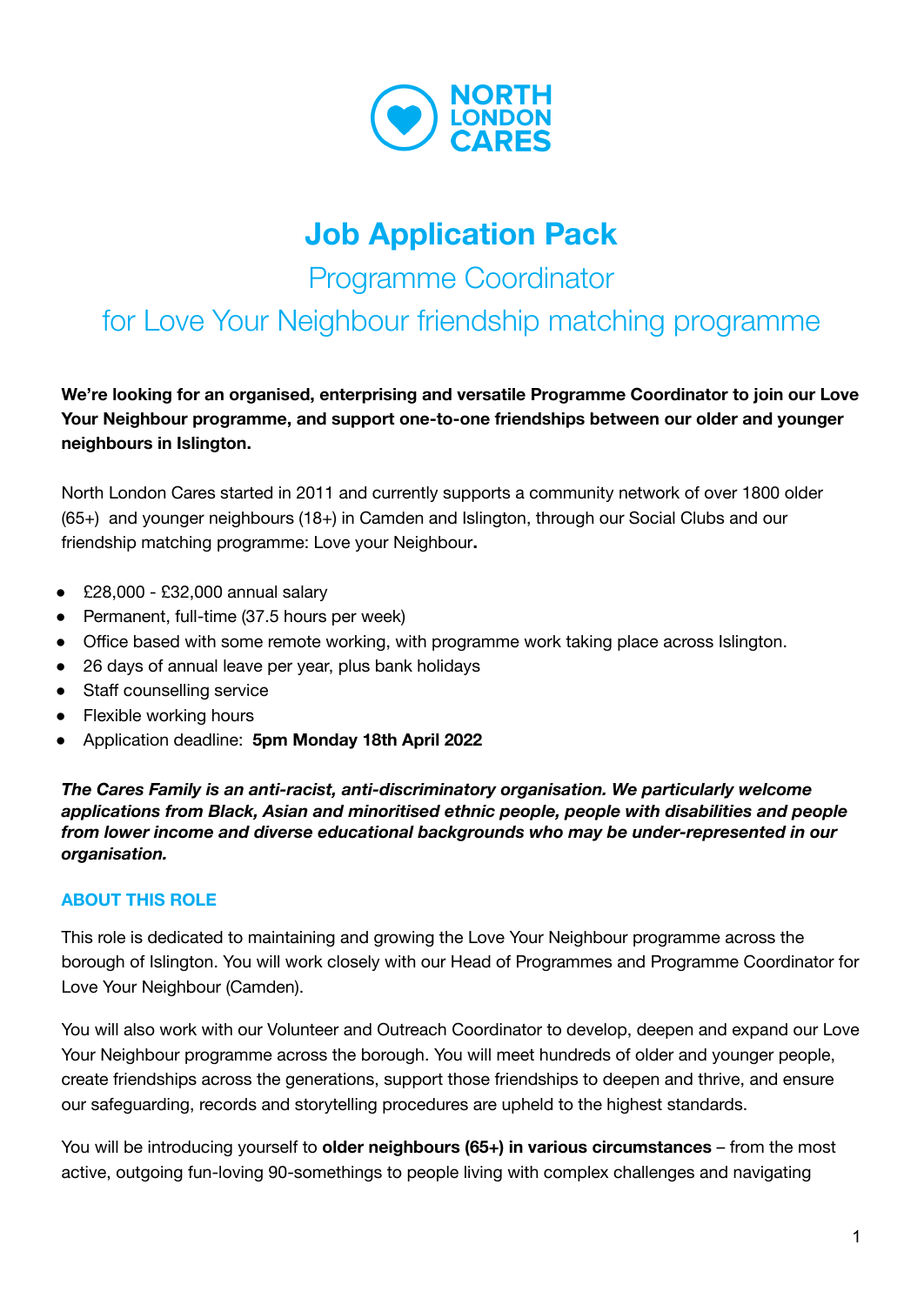NORTH LONDON CARES

# Job Application Pack

## Programme Coordinator

## for Love Your Neighbour friendship matching programme

**We're looking for an organised, enterprising and versatile Programme Coordinator to join our Love Your Neighbour programme, and support one-to-one friendships between our older and younger neighbours in Islington.**

North London Cares started in 2011 and currently supports a community network of over 1800 older (65+) and younger neighbours (18+) in Camden and Islington, through our Social Clubs and our friendship matching programme: Love your Neighbour**.**

- £28,000 - £32,000 annual salary
- Permanent, full-time (37.5 hours per week)
- Office based with some remote working, with programme work taking place across Islington.
- 26 days of annual leave per year, plus bank holidays
- Staff counselling service
- Flexible working hours
- Application deadline: **5pm Monday 18th April 2022**

***The Cares Family is an anti-racist, anti-discriminatory organisation. We particularly welcome applications from Black, Asian and minoritised ethnic people, people with disabilities and people from lower income and diverse educational backgrounds who may be under-represented in our organisation.***

### ABOUT THIS ROLE

This role is dedicated to maintaining and growing the Love Your Neighbour programme across the borough of Islington. You will work closely with our Head of Programmes and Programme Coordinator for Love Your Neighbour (Camden).

You will also work with our Volunteer and Outreach Coordinator to develop, deepen and expand our Love Your Neighbour programme across the borough. You will meet hundreds of older and younger people, create friendships across the generations, support those friendships to deepen and thrive, and ensure our safeguarding, records and storytelling procedures are upheld to the highest standards.

You will be introducing yourself to **older neighbours (65+) in various circumstances** – from the most active, outgoing fun-loving 90-somethings to people living with complex challenges and navigating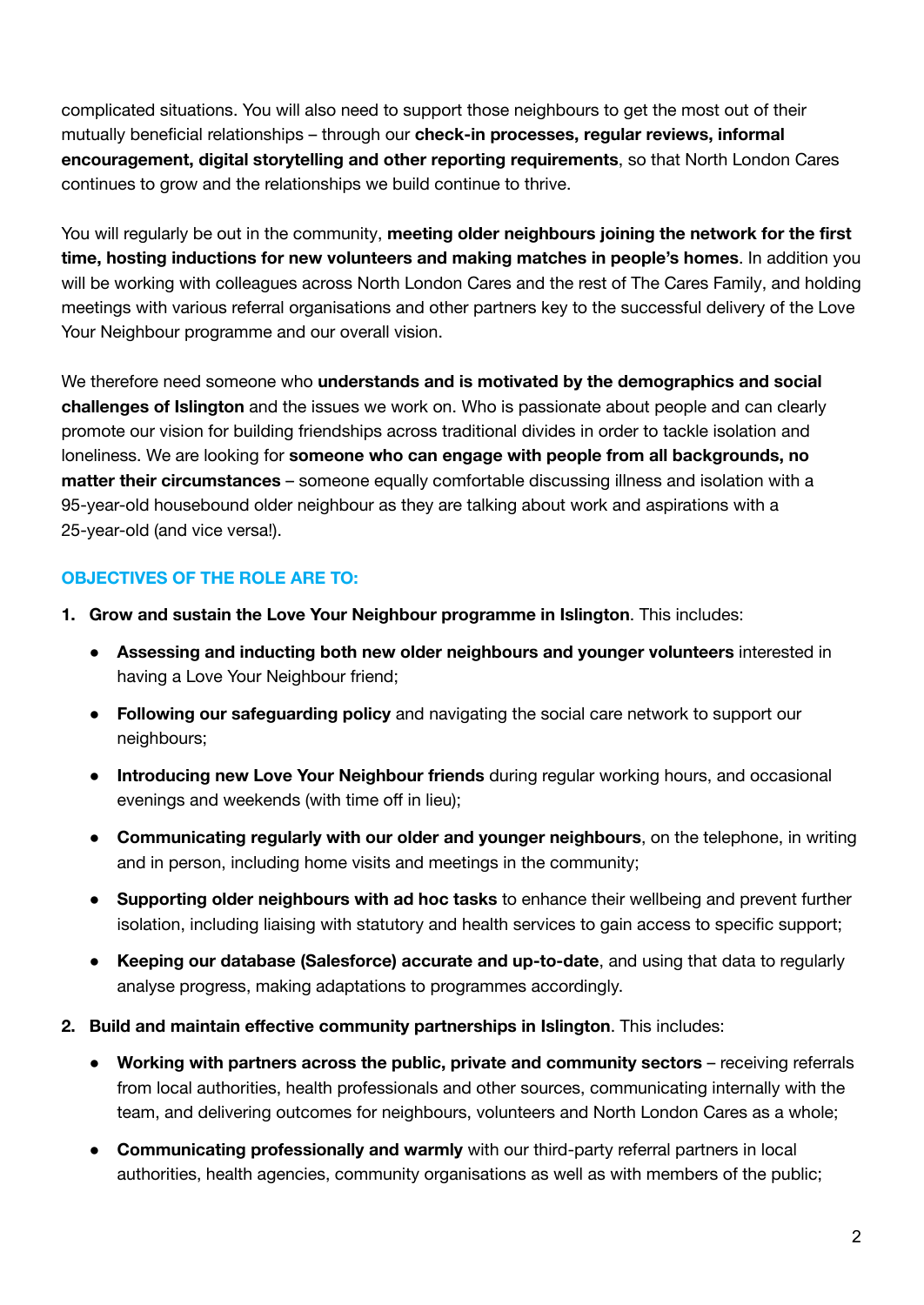complicated situations. You will also need to support those neighbours to get the most out of their mutually beneficial relationships – through our **check-in processes, regular reviews, informal encouragement, digital storytelling and other reporting requirements**, so that North London Cares continues to grow and the relationships we build continue to thrive.

You will regularly be out in the community, **meeting older neighbours joining the network for the first time, hosting inductions for new volunteers and making matches in people's homes**. In addition you will be working with colleagues across North London Cares and the rest of The Cares Family, and holding meetings with various referral organisations and other partners key to the successful delivery of the Love Your Neighbour programme and our overall vision.

We therefore need someone who **understands and is motivated by the demographics and social challenges of Islington** and the issues we work on. Who is passionate about people and can clearly promote our vision for building friendships across traditional divides in order to tackle isolation and loneliness. We are looking for **someone who can engage with people from all backgrounds, no matter their circumstances** – someone equally comfortable discussing illness and isolation with a 95-year-old housebound older neighbour as they are talking about work and aspirations with a 25-year-old (and vice versa!).

## OBJECTIVES OF THE ROLE ARE TO:

1. **Grow and sustain the Love Your Neighbour programme in Islington**. This includes:
   - **Assessing and inducting both new older neighbours and younger volunteers** interested in having a Love Your Neighbour friend;
   - **Following our safeguarding policy** and navigating the social care network to support our neighbours;
   - **Introducing new Love Your Neighbour friends** during regular working hours, and occasional evenings and weekends (with time off in lieu);
   - **Communicating regularly with our older and younger neighbours**, on the telephone, in writing and in person, including home visits and meetings in the community;
   - **Supporting older neighbours with ad hoc tasks** to enhance their wellbeing and prevent further isolation, including liaising with statutory and health services to gain access to specific support;
   - **Keeping our database (Salesforce) accurate and up-to-date**, and using that data to regularly analyse progress, making adaptations to programmes accordingly.
2. **Build and maintain effective community partnerships in Islington**. This includes:
   - **Working with partners across the public, private and community sectors** – receiving referrals from local authorities, health professionals and other sources, communicating internally with the team, and delivering outcomes for neighbours, volunteers and North London Cares as a whole;
   - **Communicating professionally and warmly** with our third-party referral partners in local authorities, health agencies, community organisations as well as with members of the public;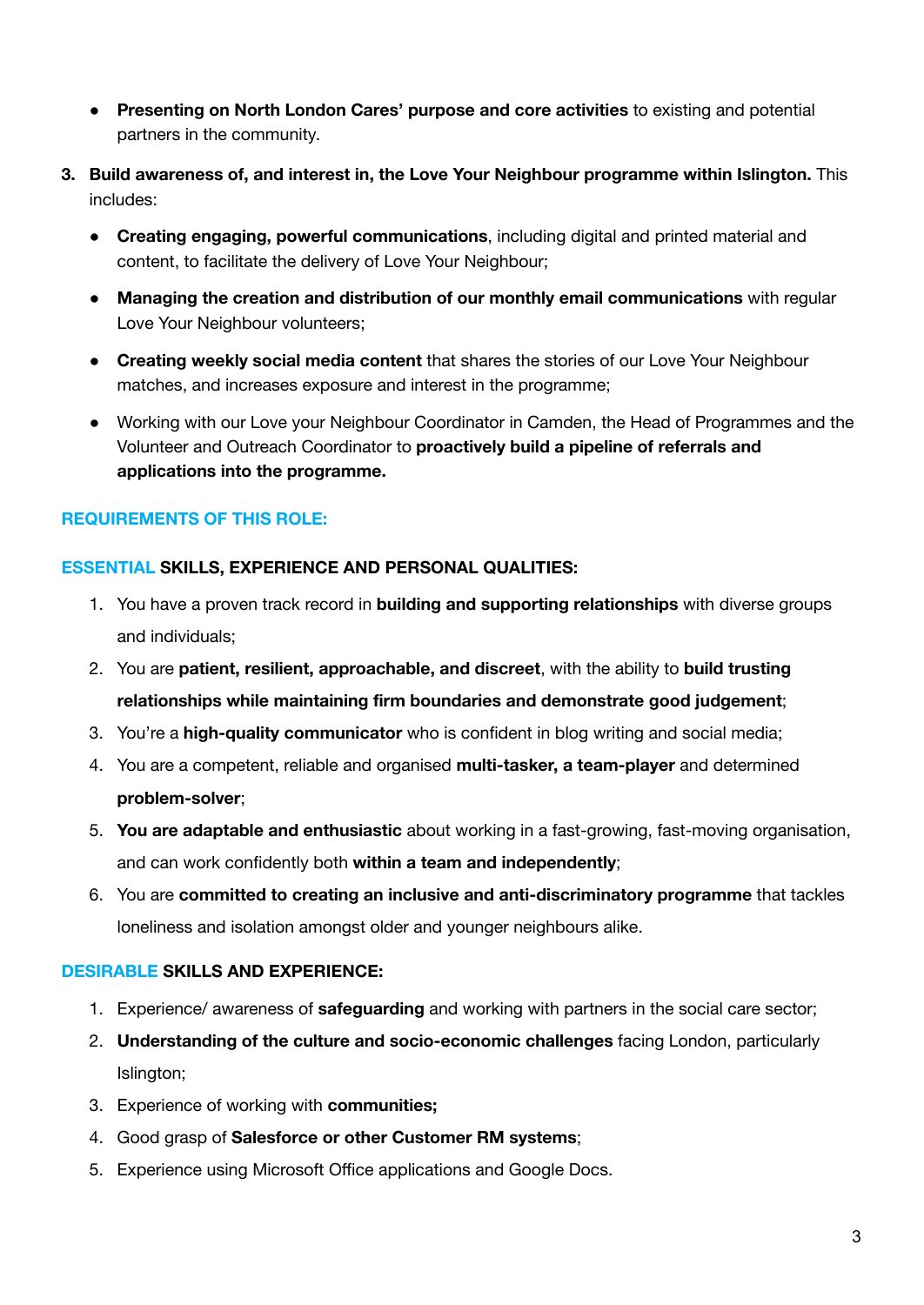- **Presenting on North London Cares' purpose and core activities** to existing and potential partners in the community.

3. **Build awareness of, and interest in, the Love Your Neighbour programme within Islington.** This includes:

    - **Creating engaging, powerful communications**, including digital and printed material and content, to facilitate the delivery of Love Your Neighbour;
    - **Managing the creation and distribution of our monthly email communications** with regular Love Your Neighbour volunteers;
    - **Creating weekly social media content** that shares the stories of our Love Your Neighbour matches, and increases exposure and interest in the programme;
    - Working with our Love your Neighbour Coordinator in Camden, the Head of Programmes and the Volunteer and Outreach Coordinator to **proactively build a pipeline of referrals and applications into the programme.**

## REQUIREMENTS OF THIS ROLE:

### ESSENTIAL SKILLS, EXPERIENCE AND PERSONAL QUALITIES:

1. You have a proven track record in **building and supporting relationships** with diverse groups and individuals;
2. You are **patient, resilient, approachable, and discreet**, with the ability to **build trusting relationships while maintaining firm boundaries and demonstrate good judgement**;
3. You're a **high-quality communicator** who is confident in blog writing and social media;
4. You are a competent, reliable and organised **multi-tasker, a team-player** and determined **problem-solver**;
5. **You are adaptable and enthusiastic** about working in a fast-growing, fast-moving organisation, and can work confidently both **within a team and independently**;
6. You are **committed to creating an inclusive and anti-discriminatory programme** that tackles loneliness and isolation amongst older and younger neighbours alike.

### DESIRABLE SKILLS AND EXPERIENCE:

1. Experience/ awareness of **safeguarding** and working with partners in the social care sector;
2. **Understanding of the culture and socio-economic challenges** facing London, particularly Islington;
3. Experience of working with **communities;**
4. Good grasp of **Salesforce or other Customer RM systems**;
5. Experience using Microsoft Office applications and Google Docs.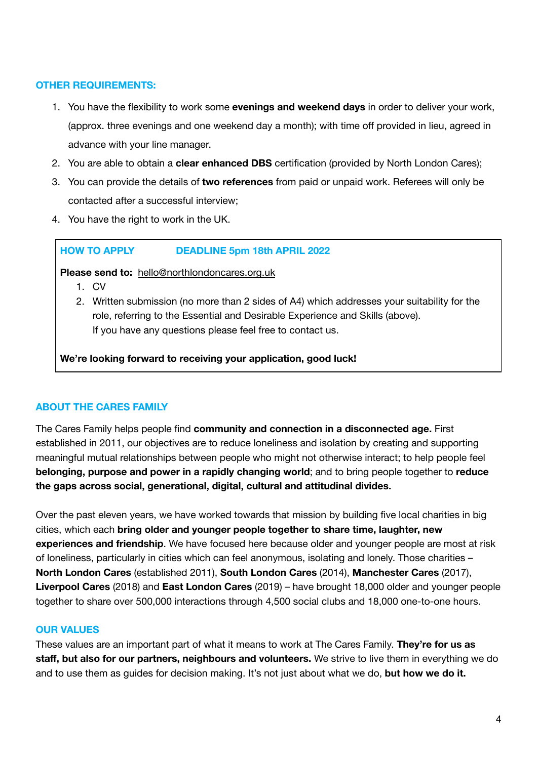## OTHER REQUIREMENTS:

1. You have the flexibility to work some **evenings and weekend days** in order to deliver your work, (approx. three evenings and one weekend day a month); with time off provided in lieu, agreed in advance with your line manager.
2. You are able to obtain a **clear enhanced DBS** certification (provided by North London Cares);
3. You can provide the details of **two references** from paid or unpaid work. Referees will only be contacted after a successful interview;
4. You have the right to work in the UK.

### HOW TO APPLY — DEADLINE 5pm 18th APRIL 2022

**Please send to:** hello@northlondoncares.org.uk

1. CV
2. Written submission (no more than 2 sides of A4) which addresses your suitability for the role, referring to the Essential and Desirable Experience and Skills (above).
   If you have any questions please feel free to contact us.

**We're looking forward to receiving your application, good luck!**

## ABOUT THE CARES FAMILY

The Cares Family helps people find **community and connection in a disconnected age.** First established in 2011, our objectives are to reduce loneliness and isolation by creating and supporting meaningful mutual relationships between people who might not otherwise interact; to help people feel **belonging, purpose and power in a rapidly changing world**; and to bring people together to **reduce the gaps across social, generational, digital, cultural and attitudinal divides.**

Over the past eleven years, we have worked towards that mission by building five local charities in big cities, which each **bring older and younger people together to share time, laughter, new experiences and friendship**. We have focused here because older and younger people are most at risk of loneliness, particularly in cities which can feel anonymous, isolating and lonely. Those charities – **North London Cares** (established 2011), **South London Cares** (2014), **Manchester Cares** (2017), **Liverpool Cares** (2018) and **East London Cares** (2019) – have brought 18,000 older and younger people together to share over 500,000 interactions through 4,500 social clubs and 18,000 one-to-one hours.

## OUR VALUES

These values are an important part of what it means to work at The Cares Family. **They're for us as staff, but also for our partners, neighbours and volunteers.** We strive to live them in everything we do and to use them as guides for decision making. It's not just about what we do, **but how we do it.**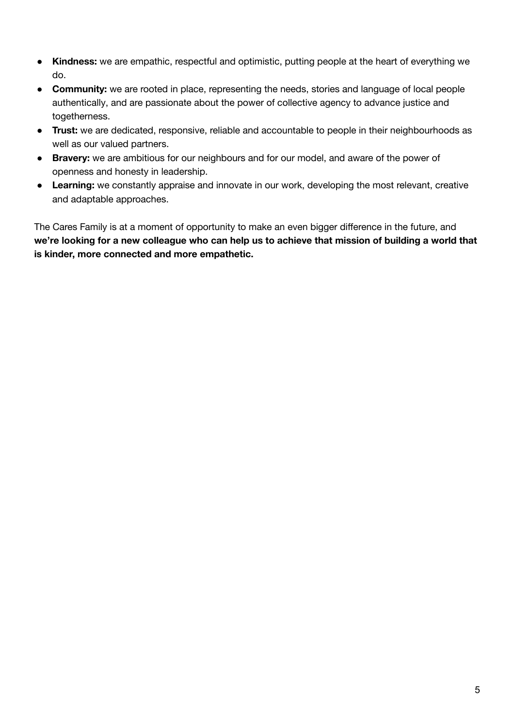- **Kindness:** we are empathic, respectful and optimistic, putting people at the heart of everything we do.
- **Community:** we are rooted in place, representing the needs, stories and language of local people authentically, and are passionate about the power of collective agency to advance justice and togetherness.
- **Trust:** we are dedicated, responsive, reliable and accountable to people in their neighbourhoods as well as our valued partners.
- **Bravery:** we are ambitious for our neighbours and for our model, and aware of the power of openness and honesty in leadership.
- **Learning:** we constantly appraise and innovate in our work, developing the most relevant, creative and adaptable approaches.

The Cares Family is at a moment of opportunity to make an even bigger difference in the future, and **we're looking for a new colleague who can help us to achieve that mission of building a world that is kinder, more connected and more empathetic.**